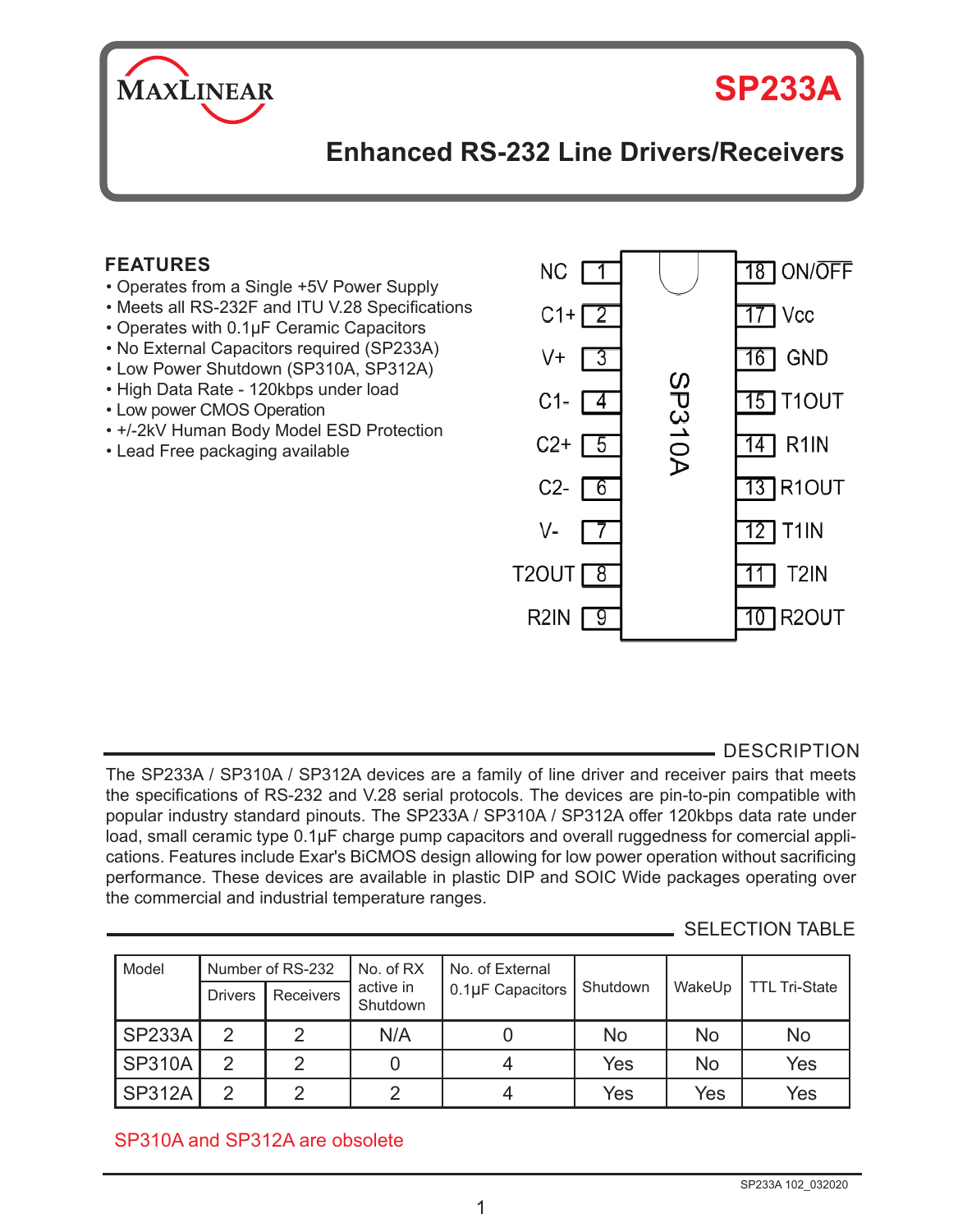# SP233A

## Enhanced RS-232 Line Drivers/Receivers

### FEATURES

- Operates from a Single +5V Power Supply
- Meets all RS-232F and ITU V.28 Specifications
- Operates with 0.1µF Ceramic Capacitors
- No External Capacitors required (SP233A)
- Low Power Shutdown (SP310A, SP312A)
- High Data Rate - 120kbps under load
- Low power CMOS Operation
- +/-2kV Human Body Model ESD Protection
- Lead Free packaging available

SP310A

NC 1
C1+ 2
V+ 3
C1- 4
C2+ 5
C2- 6
V- 7
T2OUT 8
R2IN 9
18 ON/OFF
17 Vcc
16 GND
15 T1OUT
14 R1IN
13 R1OUT
12 T1IN
11 T2IN
10 R2OUT

### DESCRIPTION

The SP233A / SP310A / SP312A devices are a family of line driver and receiver pairs that meets the specifications of RS-232 and V.28 serial protocols. The devices are pin-to-pin compatible with popular industry standard pinouts. The SP233A / SP310A / SP312A offer 120kbps data rate under load, small ceramic type 0.1µF charge pump capacitors and overall ruggedness for comercial applications. Features include Exar's BiCMOS design allowing for low power operation without sacrificing performance. These devices are available in plastic DIP and SOIC Wide packages operating over the commercial and industrial temperature ranges.

### SELECTION TABLE

| Model | Number of RS-232 | | No. of RX active in Shutdown | No. of External 0.1µF Capacitors | Shutdown | WakeUp | TTL Tri-State |
|---|---|---|---|---|---|---|---|
| | Drivers | Receivers | | | | | |
| SP233A | 2 | 2 | N/A | 0 | No | No | No |
| SP310A | 2 | 2 | 0 | 4 | Yes | No | Yes |
| SP312A | 2 | 2 | 2 | 4 | Yes | Yes | Yes |

SP310A and SP312A are obsolete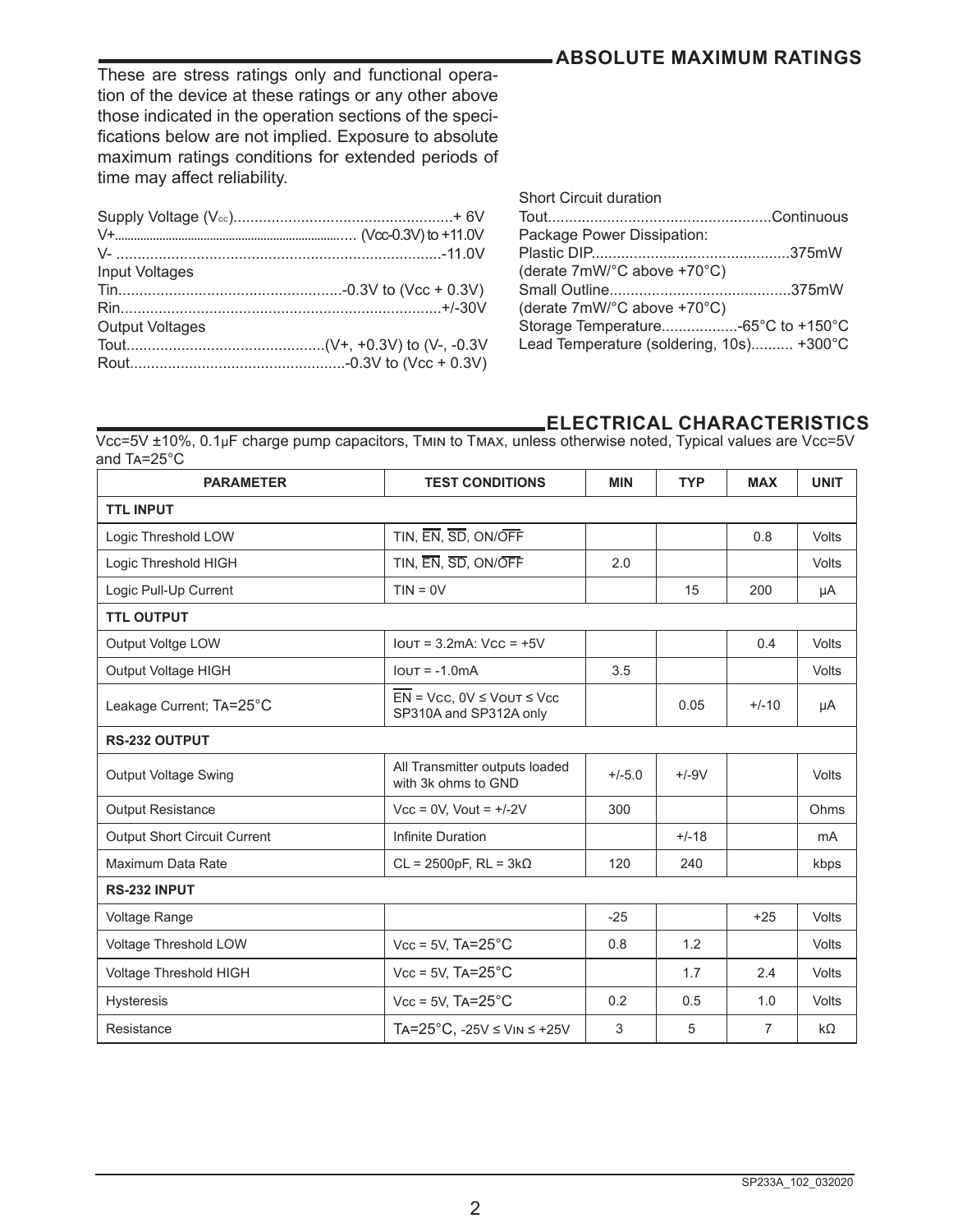## ABSOLUTE MAXIMUM RATINGS

These are stress ratings only and functional operation of the device at these ratings or any other above those indicated in the operation sections of the specifications below are not implied. Exposure to absolute maximum ratings conditions for extended periods of time may affect reliability.

Supply Voltage ($V_{cc}$)....................................................+ 6V
V+............................................................ (Vcc-0.3V) to +11.0V
V- ............................................................................-11.0V
Input Voltages
Tin.....................................................-0.3V to (Vcc + 0.3V)
Rin...........................................................................+/-30V
Output Voltages
Tout...............................................(V+, +0.3V) to (V-, -0.3V
Rout...................................................-0.3V to (Vcc + 0.3V)

Short Circuit duration
Tout....................................................Continuous
Package Power Dissipation:
Plastic DIP..............................................375mW
(derate 7mW/°C above +70°C)
Small Outline...........................................375mW
(derate 7mW/°C above +70°C)
Storage Temperature..................-65°C to +150°C
Lead Temperature (soldering, 10s).......... +300°C

## ELECTRICAL CHARACTERISTICS

Vcc=5V ±10%, 0.1μF charge pump capacitors, TMIN to TMAX, unless otherwise noted, Typical values are Vcc=5V and TA=25°C

| PARAMETER | TEST CONDITIONS | MIN | TYP | MAX | UNIT |
|---|---|---|---|---|---|
| **TTL INPUT** | | | | | |
| Logic Threshold LOW | TIN, $\overline{EN}$, $\overline{SD}$, ON/$\overline{OFF}$ | | | 0.8 | Volts |
| Logic Threshold HIGH | TIN, $\overline{EN}$, $\overline{SD}$, ON/$\overline{OFF}$ | 2.0 | | | Volts |
| Logic Pull-Up Current | TIN = 0V | | 15 | 200 | μA |
| **TTL OUTPUT** | | | | | |
| Output Voltge LOW | IOUT = 3.2mA: VCC = +5V | | | 0.4 | Volts |
| Output Voltage HIGH | IOUT = -1.0mA | 3.5 | | | Volts |
| Leakage Current; TA=25°C | $\overline{EN}$ = VCC, 0V ≤ VOUT ≤ Vcc SP310A and SP312A only | | 0.05 | +/-10 | μA |
| **RS-232 OUTPUT** | | | | | |
| Output Voltage Swing | All Transmitter outputs loaded with 3k ohms to GND | +/-5.0 | +/-9V | | Volts |
| Output Resistance | Vcc = 0V, Vout = +/-2V | 300 | | | Ohms |
| Output Short Circuit Current | Infinite Duration | | +/-18 | | mA |
| Maximum Data Rate | CL = 2500pF, RL = 3kΩ | 120 | 240 | | kbps |
| **RS-232 INPUT** | | | | | |
| Voltage Range | | -25 | | +25 | Volts |
| Voltage Threshold LOW | Vcc = 5V, TA=25°C | 0.8 | 1.2 | | Volts |
| Voltage Threshold HIGH | Vcc = 5V, TA=25°C | | 1.7 | 2.4 | Volts |
| Hysteresis | Vcc = 5V, TA=25°C | 0.2 | 0.5 | 1.0 | Volts |
| Resistance | TA=25°C, -25V ≤ VIN ≤ +25V | 3 | 5 | 7 | kΩ |

SP233A_102_032020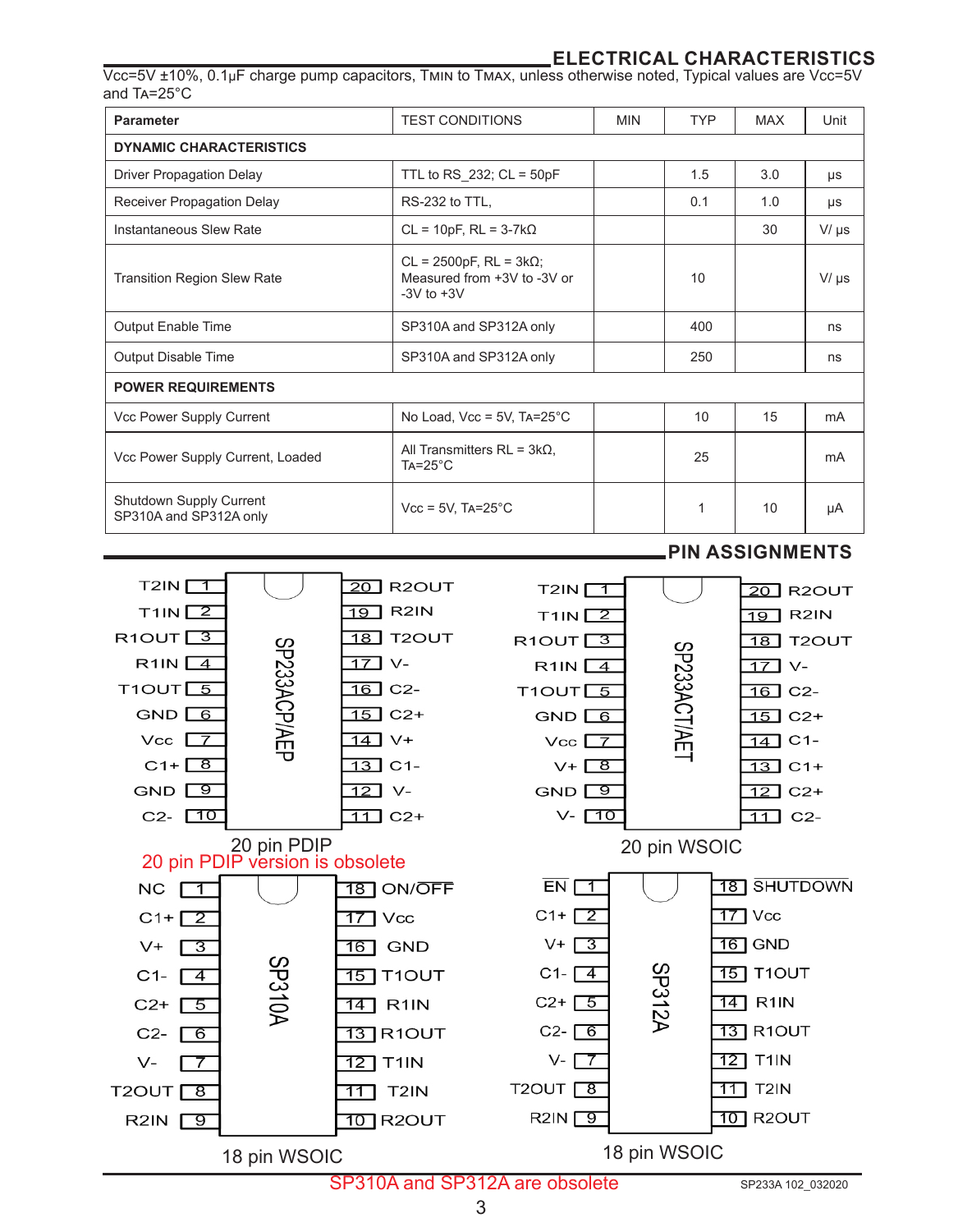## ELECTRICAL CHARACTERISTICS

Vcc=5V ±10%, 0.1µF charge pump capacitors, TMIN to TMAX, unless otherwise noted, Typical values are Vcc=5V and TA=25°C

| Parameter | TEST CONDITIONS | MIN | TYP | MAX | Unit |
|---|---|---|---|---|---|
| **DYNAMIC CHARACTERISTICS** | | | | | |
| Driver Propagation Delay | TTL to RS_232; CL = 50pF | | 1.5 | 3.0 | µs |
| Receiver Propagation Delay | RS-232 to TTL, | | 0.1 | 1.0 | µs |
| Instantaneous Slew Rate | CL = 10pF, RL = 3-7kΩ | | | 30 | V/ µs |
| Transition Region Slew Rate | CL = 2500pF, RL = 3kΩ; Measured from +3V to -3V or -3V to +3V | | 10 | | V/ µs |
| Output Enable Time | SP310A and SP312A only | | 400 | | ns |
| Output Disable Time | SP310A and SP312A only | | 250 | | ns |
| **POWER REQUIREMENTS** | | | | | |
| Vcc Power Supply Current | No Load, Vcc = 5V, TA=25°C | | 10 | 15 | mA |
| Vcc Power Supply Current, Loaded | All Transmitters RL = 3kΩ, TA=25°C | | 25 | | mA |
| Shutdown Supply Current SP310A and SP312A only | Vcc = 5V, TA=25°C | | 1 | 10 | µA |

## PIN ASSIGNMENTS

**SP233ACP/AEP — 20 pin PDIP**

20 pin PDIP version is obsolete

| Pin | Name | Pin | Name |
|---|---|---|---|
| 1 | T2IN | 20 | R2OUT |
| 2 | T1IN | 19 | R2IN |
| 3 | R1OUT | 18 | T2OUT |
| 4 | R1IN | 17 | V- |
| 5 | T1OUT | 16 | C2- |
| 6 | GND | 15 | C2+ |
| 7 | Vcc | 14 | V+ |
| 8 | C1+ | 13 | C1- |
| 9 | GND | 12 | V- |
| 10 | C2- | 11 | C2+ |

**SP233ACT/AET — 20 pin WSOIC**

| Pin | Name | Pin | Name |
|---|---|---|---|
| 1 | T2IN | 20 | R2OUT |
| 2 | T1IN | 19 | R2IN |
| 3 | R1OUT | 18 | T2OUT |
| 4 | R1IN | 17 | V- |
| 5 | T1OUT | 16 | C2- |
| 6 | GND | 15 | C2+ |
| 7 | Vcc | 14 | C1- |
| 8 | V+ | 13 | C1+ |
| 9 | GND | 12 | C2+ |
| 10 | V- | 11 | C2- |

**SP310A — 18 pin WSOIC**

| Pin | Name | Pin | Name |
|---|---|---|---|
| 1 | NC | 18 | ON/OFF |
| 2 | C1+ | 17 | Vcc |
| 3 | V+ | 16 | GND |
| 4 | C1- | 15 | T1OUT |
| 5 | C2+ | 14 | R1IN |
| 6 | C2- | 13 | R1OUT |
| 7 | V- | 12 | T1IN |
| 8 | T2OUT | 11 | T2IN |
| 9 | R2IN | 10 | R2OUT |

**SP312A — 18 pin WSOIC**

| Pin | Name | Pin | Name |
|---|---|---|---|
| 1 | EN | 18 | SHUTDOWN |
| 2 | C1+ | 17 | Vcc |
| 3 | V+ | 16 | GND |
| 4 | C1- | 15 | T1OUT |
| 5 | C2+ | 14 | R1IN |
| 6 | C2- | 13 | R1OUT |
| 7 | V- | 12 | T1IN |
| 8 | T2OUT | 11 | T2IN |
| 9 | R2IN | 10 | R2OUT |

SP310A and SP312A are obsolete

SP233A 102_032020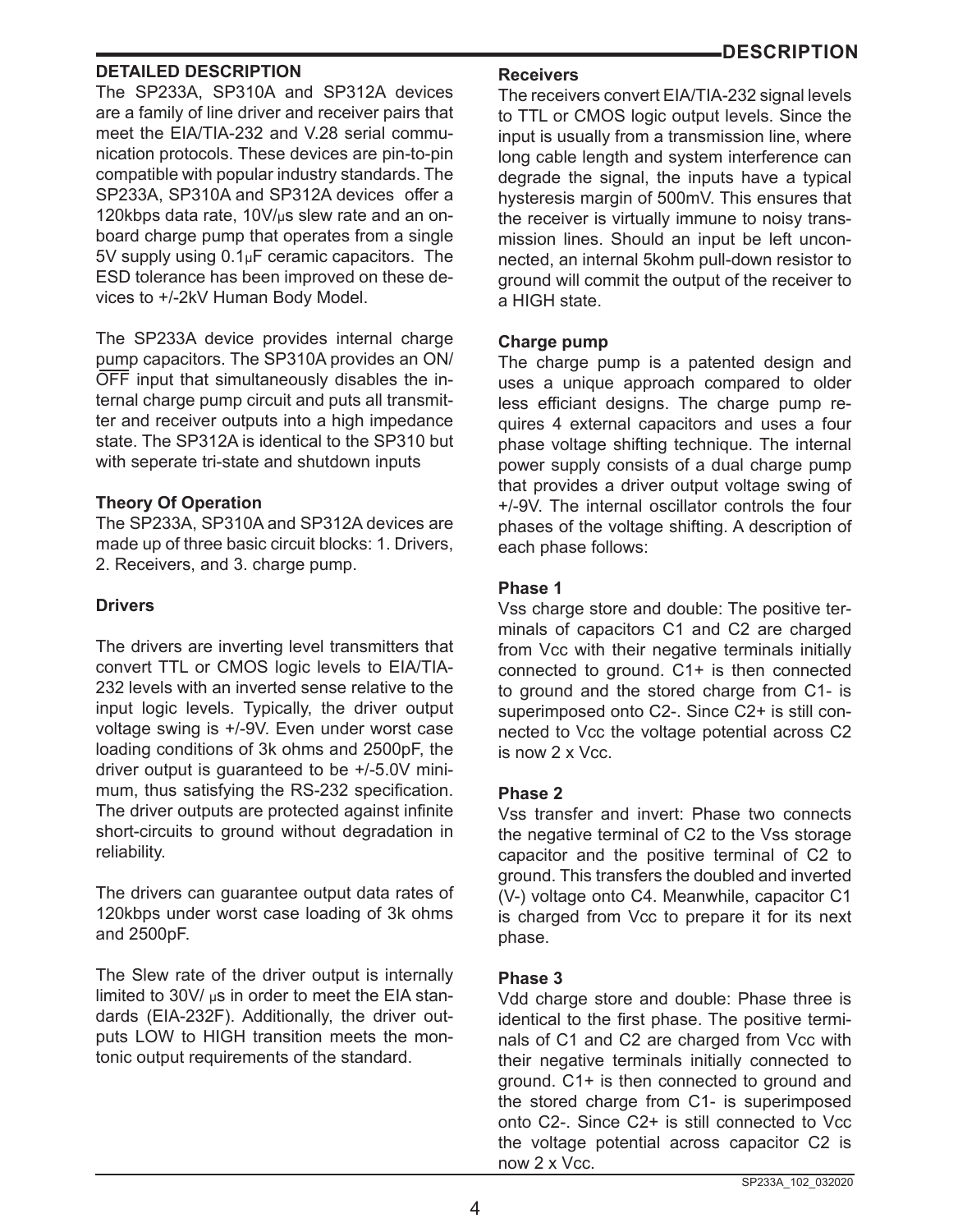## DETAILED DESCRIPTION

The SP233A, SP310A and SP312A devices are a family of line driver and receiver pairs that meet the EIA/TIA-232 and V.28 serial communication protocols. These devices are pin-to-pin compatible with popular industry standards. The SP233A, SP310A and SP312A devices offer a 120kbps data rate, 10V/μs slew rate and an onboard charge pump that operates from a single 5V supply using 0.1μF ceramic capacitors. The ESD tolerance has been improved on these devices to +/-2kV Human Body Model.

The SP233A device provides internal charge pump capacitors. The SP310A provides an ON/$\overline{\text{OFF}}$ input that simultaneously disables the internal charge pump circuit and puts all transmitter and receiver outputs into a high impedance state. The SP312A is identical to the SP310 but with seperate tri-state and shutdown inputs

### Theory Of Operation

The SP233A, SP310A and SP312A devices are made up of three basic circuit blocks: 1. Drivers, 2. Receivers, and 3. charge pump.

### Drivers

The drivers are inverting level transmitters that convert TTL or CMOS logic levels to EIA/TIA-232 levels with an inverted sense relative to the input logic levels. Typically, the driver output voltage swing is +/-9V. Even under worst case loading conditions of 3k ohms and 2500pF, the driver output is guaranteed to be +/-5.0V minimum, thus satisfying the RS-232 specification. The driver outputs are protected against infinite short-circuits to ground without degradation in reliability.

The drivers can guarantee output data rates of 120kbps under worst case loading of 3k ohms and 2500pF.

The Slew rate of the driver output is internally limited to 30V/ μs in order to meet the EIA standards (EIA-232F). Additionally, the driver outputs LOW to HIGH transition meets the montonic output requirements of the standard.

### Receivers

The receivers convert EIA/TIA-232 signal levels to TTL or CMOS logic output levels. Since the input is usually from a transmission line, where long cable length and system interference can degrade the signal, the inputs have a typical hysteresis margin of 500mV. This ensures that the receiver is virtually immune to noisy transmission lines. Should an input be left unconnected, an internal 5kohm pull-down resistor to ground will commit the output of the receiver to a HIGH state.

### Charge pump

The charge pump is a patented design and uses a unique approach compared to older less efficiant designs. The charge pump requires 4 external capacitors and uses a four phase voltage shifting technique. The internal power supply consists of a dual charge pump that provides a driver output voltage swing of +/-9V. The internal oscillator controls the four phases of the voltage shifting. A description of each phase follows:

### Phase 1

Vss charge store and double: The positive terminals of capacitors C1 and C2 are charged from Vcc with their negative terminals initially connected to ground. C1+ is then connected to ground and the stored charge from C1- is superimposed onto C2-. Since C2+ is still connected to Vcc the voltage potential across C2 is now 2 x Vcc.

### Phase 2

Vss transfer and invert: Phase two connects the negative terminal of C2 to the Vss storage capacitor and the positive terminal of C2 to ground. This transfers the doubled and inverted (V-) voltage onto C4. Meanwhile, capacitor C1 is charged from Vcc to prepare it for its next phase.

### Phase 3

Vdd charge store and double: Phase three is identical to the first phase. The positive terminals of C1 and C2 are charged from Vcc with their negative terminals initially connected to ground. C1+ is then connected to ground and the stored charge from C1- is superimposed onto C2-. Since C2+ is still connected to Vcc the voltage potential across capacitor C2 is now 2 x Vcc.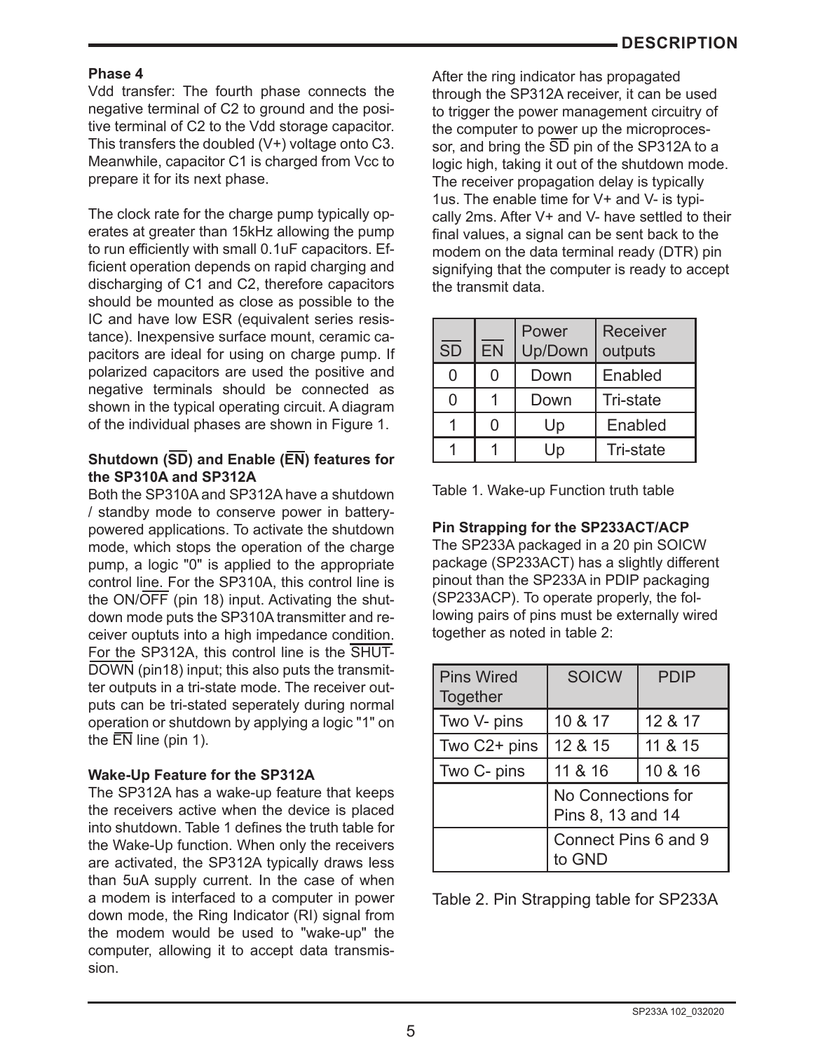## DESCRIPTION

**Phase 4**

Vdd transfer: The fourth phase connects the negative terminal of C2 to ground and the positive terminal of C2 to the Vdd storage capacitor. This transfers the doubled (V+) voltage onto C3. Meanwhile, capacitor C1 is charged from Vcc to prepare it for its next phase.

The clock rate for the charge pump typically operates at greater than 15kHz allowing the pump to run efficiently with small 0.1uF capacitors. Efficient operation depends on rapid charging and discharging of C1 and C2, therefore capacitors should be mounted as close as possible to the IC and have low ESR (equivalent series resistance). Inexpensive surface mount, ceramic capacitors are ideal for using on charge pump. If polarized capacitors are used the positive and negative terminals should be connected as shown in the typical operating circuit. A diagram of the individual phases are shown in Figure 1.

**Shutdown ($\overline{SD}$) and Enable ($\overline{EN}$) features for the SP310A and SP312A**

Both the SP310A and SP312A have a shutdown / standby mode to conserve power in battery-powered applications. To activate the shutdown mode, which stops the operation of the charge pump, a logic "0" is applied to the appropriate control line. For the SP310A, this control line is the ON/$\overline{OFF}$ (pin 18) input. Activating the shutdown mode puts the SP310A transmitter and receiver ouputs into a high impedance condition. For the SP312A, this control line is the $\overline{SHUTDOWN}$ (pin18) input; this also puts the transmitter outputs in a tri-state mode. The receiver outputs can be tri-stated seperately during normal operation or shutdown by applying a logic "1" on the $\overline{EN}$ line (pin 1).

**Wake-Up Feature for the SP312A**

The SP312A has a wake-up feature that keeps the receivers active when the device is placed into shutdown. Table 1 defines the truth table for the Wake-Up function. When only the receivers are activated, the SP312A typically draws less than 5uA supply current. In the case of when a modem is interfaced to a computer in power down mode, the Ring Indicator (RI) signal from the modem would be used to "wake-up" the computer, allowing it to accept data transmission.

After the ring indicator has propagated through the SP312A receiver, it can be used to trigger the power management circuitry of the computer to power up the microprocessor, and bring the $\overline{SD}$ pin of the SP312A to a logic high, taking it out of the shutdown mode. The receiver propagation delay is typically 1us. The enable time for V+ and V- is typically 2ms. After V+ and V- have settled to their final values, a signal can be sent back to the modem on the data terminal ready (DTR) pin signifying that the computer is ready to accept the transmit data.

| $\overline{SD}$ | $\overline{EN}$ | Power Up/Down | Receiver outputs |
|---|---|---|---|
| 0 | 0 | Down | Enabled |
| 0 | 1 | Down | Tri-state |
| 1 | 0 | Up | Enabled |
| 1 | 1 | Up | Tri-state |

Table 1. Wake-up Function truth table

**Pin Strapping for the SP233ACT/ACP**

The SP233A packaged in a 20 pin SOICW package (SP233ACT) has a slightly different pinout than the SP233A in PDIP packaging (SP233ACP). To operate properly, the following pairs of pins must be externally wired together as noted in table 2:

| Pins Wired Together | SOICW | PDIP |
|---|---|---|
| Two V- pins | 10 & 17 | 12 & 17 |
| Two C2+ pins | 12 & 15 | 11 & 15 |
| Two C- pins | 11 & 16 | 10 & 16 |
| | No Connections for Pins 8, 13 and 14 | |
| | Connect Pins 6 and 9 to GND | |

Table 2. Pin Strapping table for SP233A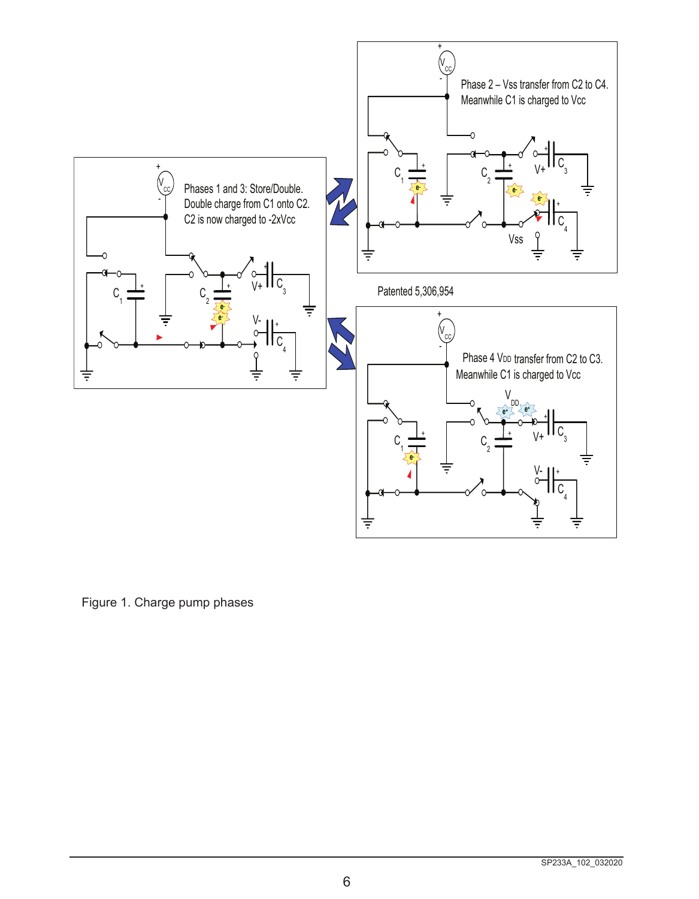Phases 1 and 3: Store/Double. Double charge from C1 onto C2. C2 is now charged to -2xVcc

Phase 2 – Vss transfer from C2 to C4. Meanwhile C1 is charged to Vcc

Patented 5,306,954

Phase 4 VDD transfer from C2 to C3. Meanwhile C1 is charged to Vcc

Figure 1. Charge pump phases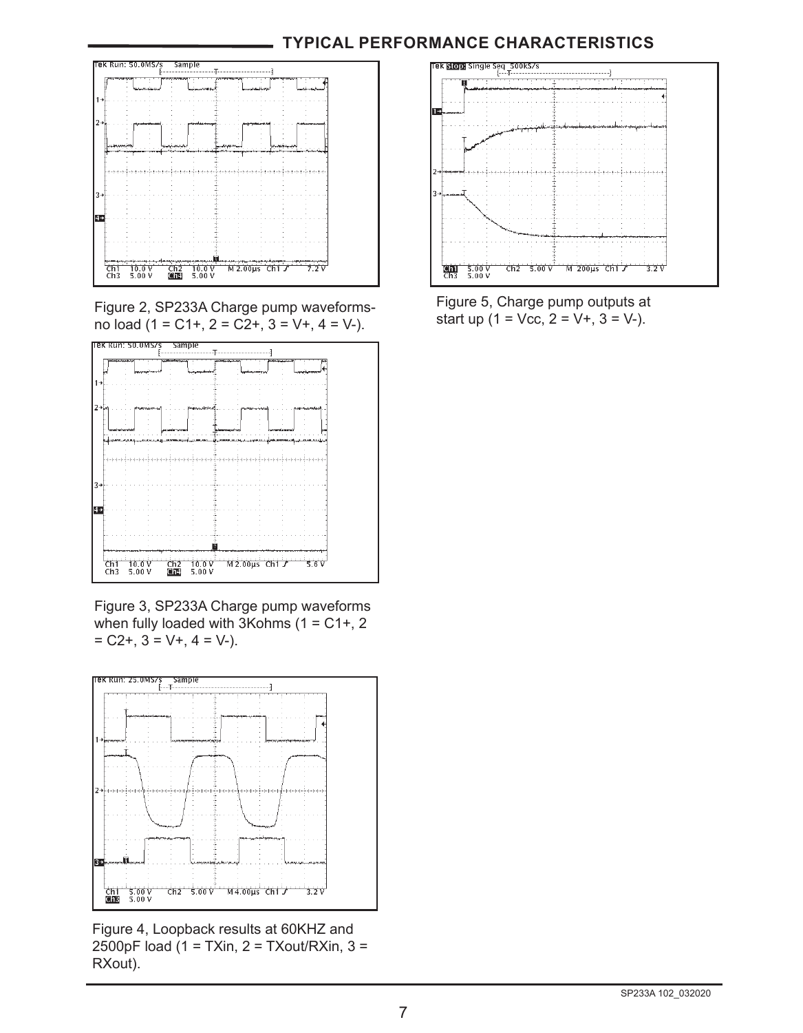## TYPICAL PERFORMANCE CHARACTERISTICS

Tek Run: 50.0MS/s Sample

Ch1 10.0 V Ch2 10.0 V M 2.00µs Ch1 ƒ 7.2 V
Ch3 5.00 V Ch4 5.00 V

Figure 2, SP233A Charge pump waveforms-no load (1 = C1+, 2 = C2+, 3 = V+, 4 = V-).

Tek Run: 50.0MS/s Sample

Ch1 10.0 V Ch2 10.0 V M 2.00µs Ch1 ƒ 5.6 V
Ch3 5.00 V Ch4 5.00 V

Figure 3, SP233A Charge pump waveforms when fully loaded with 3Kohms (1 = C1+, 2 = C2+, 3 = V+, 4 = V-).

Tek Run: 25.0MS/s Sample

Ch1 5.00 V Ch2 5.00 V M 4.00µs Ch1 ƒ 3.2 V
Ch3 5.00 V

Figure 4, Loopback results at 60KHZ and 2500pF load (1 = TXin, 2 = TXout/RXin, 3 = RXout).

Tek Stop: Single Seq 500kS/s

Ch1 5.00 V Ch2 5.00 V M 200µs Ch1 ƒ 3.2 V
Ch3 5.00 V

Figure 5, Charge pump outputs at start up (1 = Vcc, 2 = V+, 3 = V-).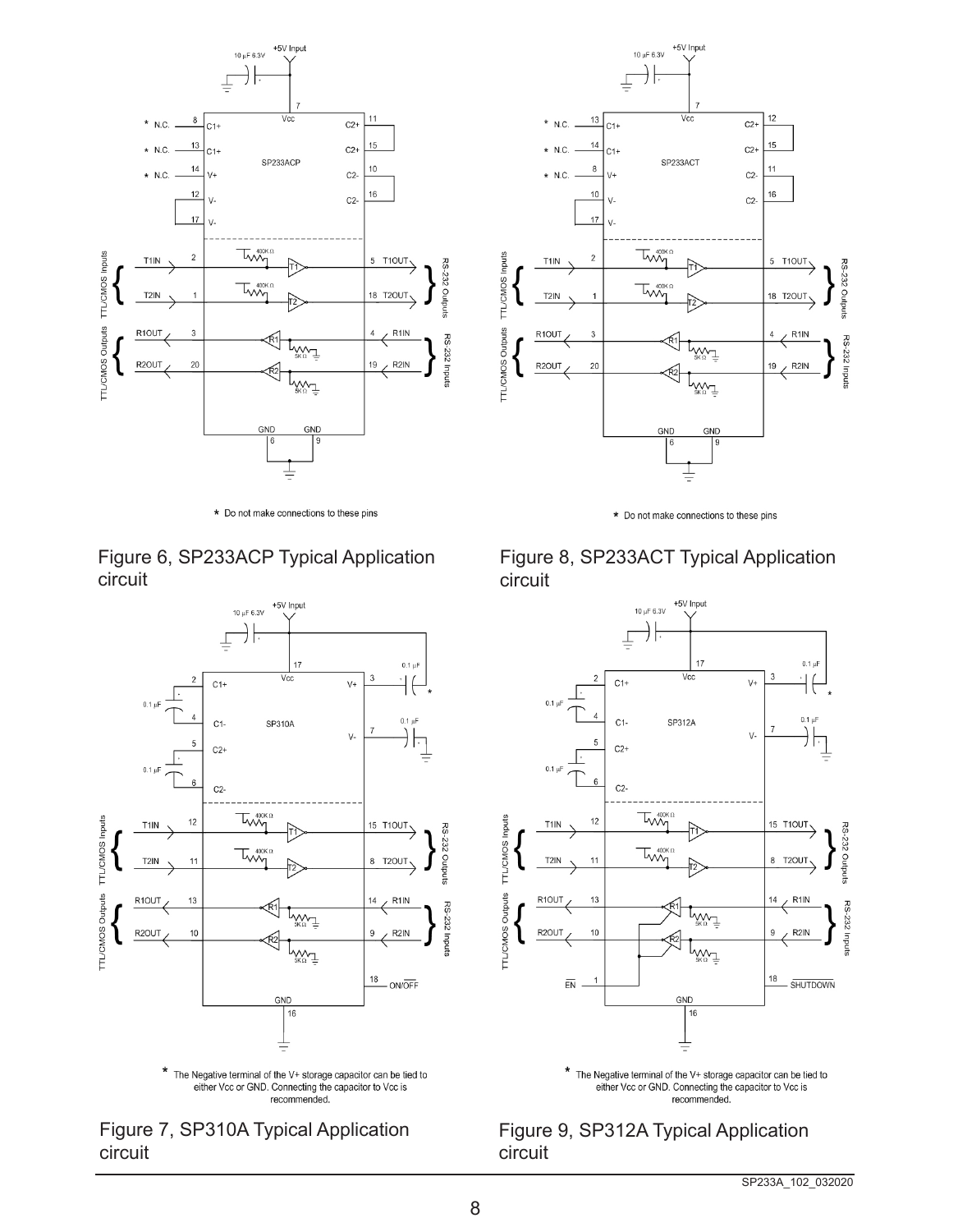\* Do not make connections to these pins

Figure 6, SP233ACP Typical Application circuit

\* Do not make connections to these pins

Figure 8, SP233ACT Typical Application circuit

\* The Negative terminal of the V+ storage capacitor can be tied to either Vcc or GND. Connecting the capacitor to Vcc is recommended.

Figure 7, SP310A Typical Application circuit

\* The Negative terminal of the V+ storage capacitor can be tied to either Vcc or GND. Connecting the capacitor to Vcc is recommended.

Figure 9, SP312A Typical Application circuit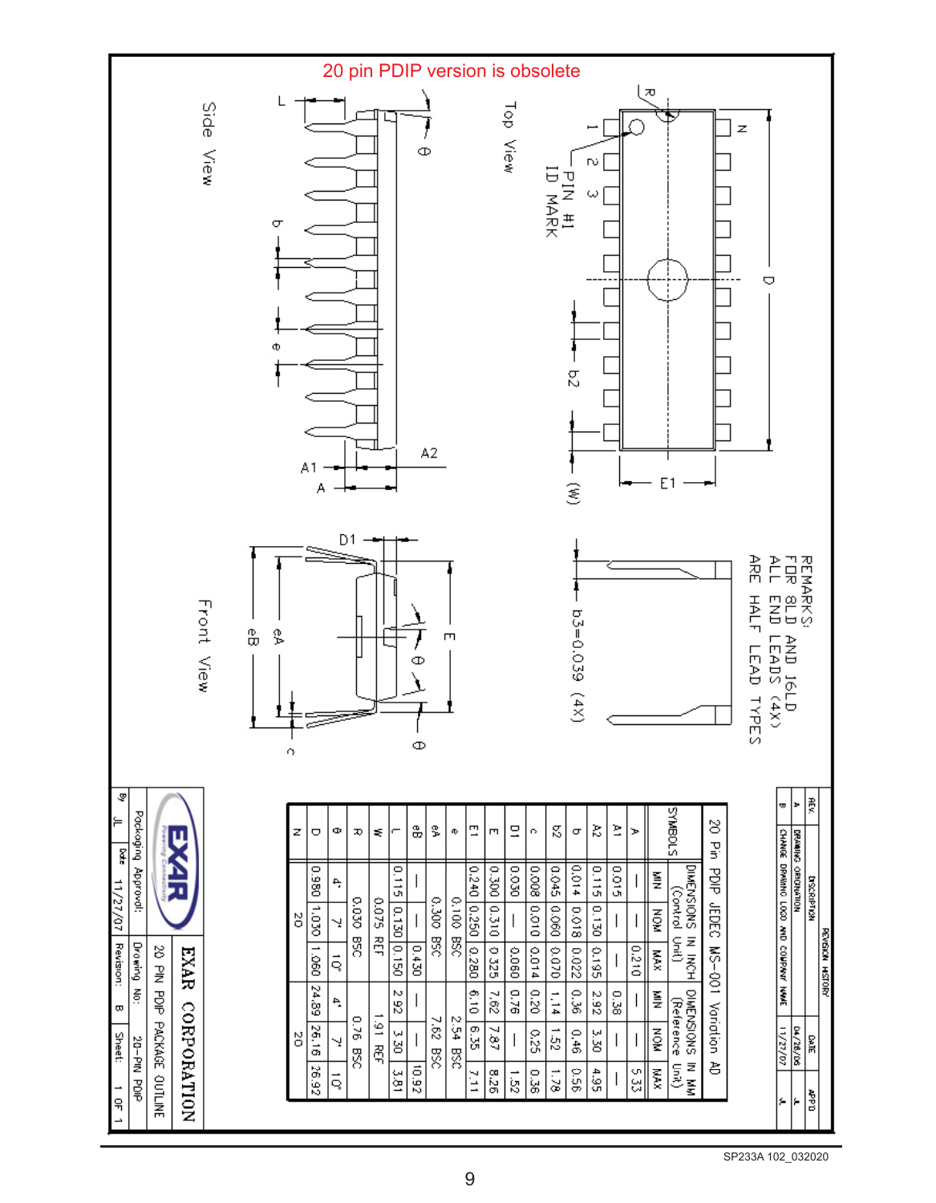20 pin PDIP version is obsolete

Top View

PIN #1 ID MARK

D

E1

b2

(W)

R

N

1 2 3

REMARKS:
FOR 8LD AND 16LD
ALL END LEADS (4X)
ARE HALF LEAD TYPES

b3=0.039 (4X)

Side View

L

θ

b

e

A1

A

A2

Front View

D1

E

θ

eA

eB

c

θ

**20 Pin PDIP JEDEC MS-001 Variation AD**

| SYMBOLS | DIMENSIONS IN INCH (Control Unit) MIN | NOM | MAX | DIMENSIONS IN MM (Reference Unit) MIN | NOM | MAX |
|---|---|---|---|---|---|---|
| A | — | — | 0.210 | — | — | 5.33 |
| A1 | 0.015 | — | — | 0.38 | — | — |
| A2 | 0.115 | 0.130 | 0.195 | 2.92 | 3.30 | 4.95 |
| b | 0.014 | 0.018 | 0.022 | 0.36 | 0.46 | 0.56 |
| b2 | 0.045 | 0.060 | 0.070 | 1.14 | 1.52 | 1.78 |
| c | 0.008 | 0.010 | 0.014 | 0.20 | 0.25 | 0.36 |
| D1 | 0.030 | — | 0.060 | 0.76 | — | 1.52 |
| E | 0.300 | 0.310 | 0.325 | 7.62 | 7.87 | 8.26 |
| E1 | 0.240 | 0.250 | 0.280 | 6.10 | 6.35 | 7.11 |
| e | | 0.100 BSC | | | 2.54 BSC | |
| eA | | 0.300 BSC | | | 7.62 BSC | |
| eB | — | — | 0.430 | — | — | 10.92 |
| L | 0.115 | 0.130 | 0.150 | 2.92 | 3.30 | 3.81 |
| W | | 0.075 REF | | | 1.91 REF | |
| R | | 0.030 BSC | | | 0.76 BSC | |
| θ | 4° | 7° | 10° | 4° | 7° | 10° |
| D | 0.980 | 1.030 | 1.060 | 24.89 | 26.16 | 26.92 |
| N | | 20 | | | 20 | |

REVISION HISTORY

| REV. | DESCRIPTION | DATE | APP'D |
|---|---|---|---|
| A | DRAWING ORIGINATION | 04/28/06 | JL |
| B | CHANGE DRAWING LOGO AND COMPANY NAME | 11/27/07 | JL |

EXAR Powering Connectivity

EXAR CORPORATION

Packaging Approval:

20 PIN PDIP PACKAGE OUTLINE

Drawing No: 20-PIN PDIP

By: JL Date: 11/27/07 Revision: B Sheet: 1 OF 1

SP233A 102_032020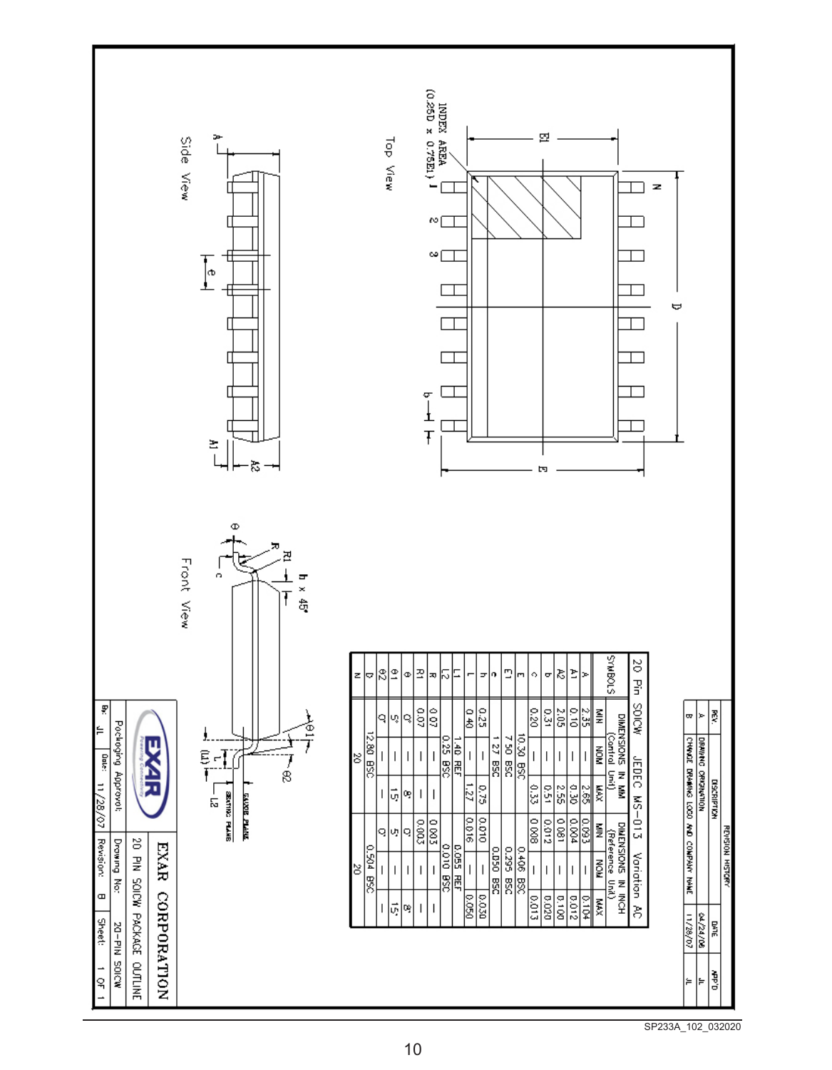Top View

INDEX AREA (0.25D x 0.75E1)

E1

N

1 2 3

D

b

E

Side View

A

e

A1

A2

Front View

h x 45°

R R1

θ

c

θ1

θ2

L

(L1)

L2

GAUGE PLANE

SEATING PLANE

REVISION HISTORY

| REV. | DESCRIPTION | DATE | APP'D |
|---|---|---|---|
| A | DRAWING ORIGINATION | 04/24/06 | JL |
| B | CHANGE DRAWING LOGO AND COMPANY NAME | 11/28/07 | JL |

20 Pin SOICW JEDEC MS-013 Variation AC

| SYMBOLS | DIMENSIONS IN MM (Control Unit) | | | DIMENSIONS IN INCH (Reference Unit) | | |
|---|---|---|---|---|---|---|
| | MIN | NOM | MAX | MIN | NOM | MAX |
| A | 2.35 | — | 2.65 | 0.093 | — | 0.104 |
| A1 | 0.10 | — | 0.30 | 0.004 | — | 0.012 |
| A2 | 2.05 | — | 2.55 | 0.081 | — | 0.100 |
| b | 0.31 | — | 0.51 | 0.012 | — | 0.020 |
| c | 0.20 | — | 0.33 | 0.008 | — | 0.013 |
| E | | 10.30 BSC | | | 0.406 BSC | |
| E1 | | 7.50 BSC | | | 0.295 BSC | |
| e | | 1.27 BSC | | | 0.050 BSC | |
| h | 0.25 | — | 0.75 | 0.010 | — | 0.030 |
| L | 0.40 | — | 1.27 | 0.016 | — | 0.050 |
| L1 | | 1.40 REF | | | 0.055 REF | |
| L2 | | 0.25 BSC | | | 0.010 BSC | |
| R | 0.07 | — | — | 0.003 | — | — |
| R1 | 0.07 | — | — | 0.003 | — | — |
| θ | 0° | — | 8° | 0° | — | 8° |
| θ1 | 5° | — | 15° | 5° | — | 15° |
| θ2 | 0° | — | — | 0° | — | — |
| D | | 12.80 BSC | | | 0.504 BSC | |
| N | | 20 | | | 20 | |

EXAR CORPORATION

20 PIN SOICW PACKAGE OUTLINE

| Packaging Approval: | | Drawing No: | 20-PIN SOICW |
|---|---|---|---|
| By: JL | Date: 11/28/07 | Revision: B | Sheet: 1 OF 1 |

SP233A_102_032020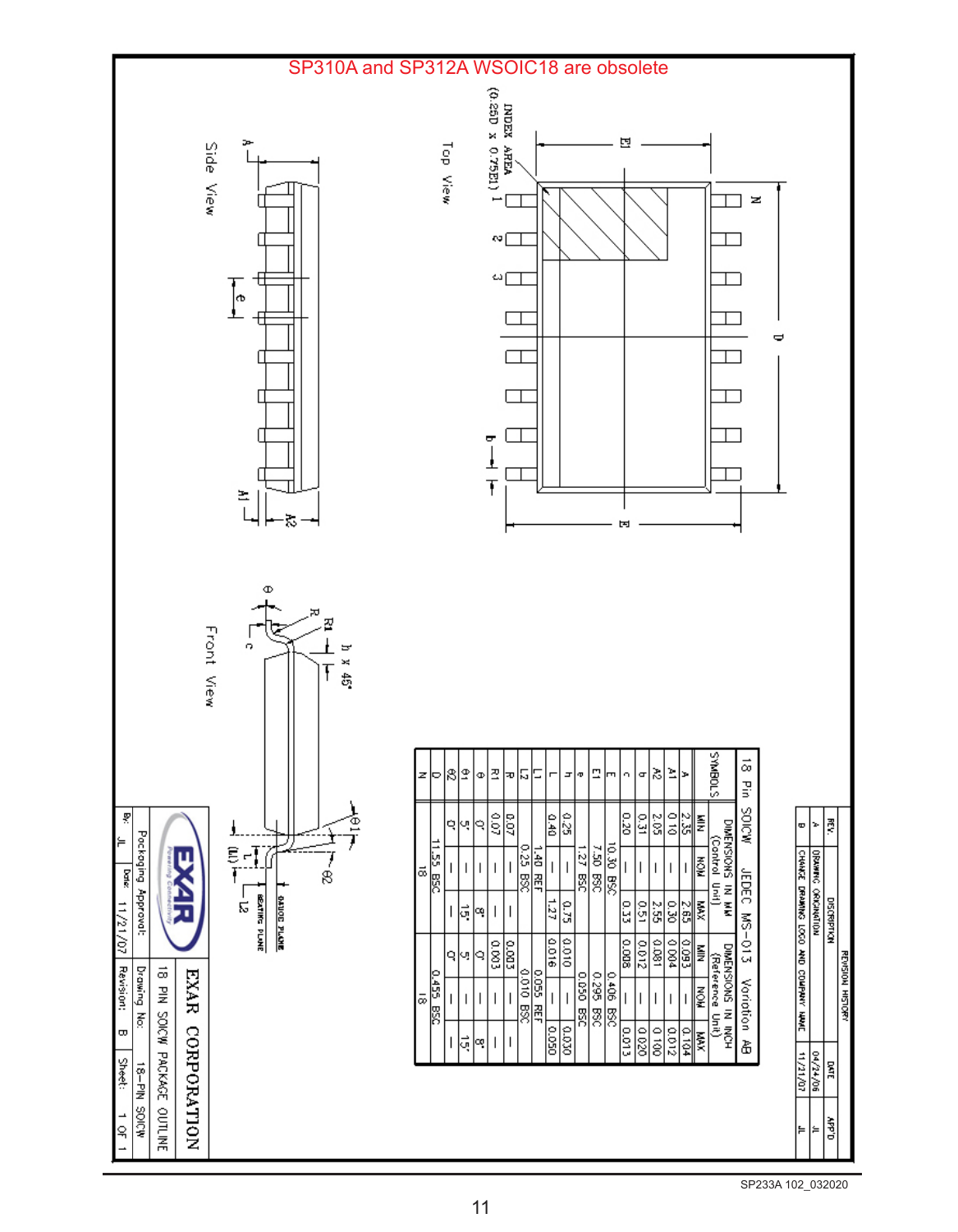SP310A and SP312A WSOIC18 are obsolete

Top View

INDEX AREA (0.25D x 0.75E1)

Side View

Front View

GAUGE PLANE

SEATING PLANE

| | | | | | | |
|---|---|---|---|---|---|---|
| 18 Pin SOICW JEDEC MS-013 Variation AB | | | | | | |
| SYMBOLS | DIMENSIONS IN MM (Control Unit) | | | DIMENSIONS IN INCH (Reference Unit) | | |
| | MIN | NOM | MAX | MIN | NOM | MAX |
| A | 2.35 | — | 2.65 | 0.093 | — | 0.104 |
| A1 | 0.10 | — | 0.30 | 0.004 | — | 0.012 |
| A2 | 2.05 | — | 2.55 | 0.081 | — | 0.100 |
| b | 0.31 | — | 0.51 | 0.012 | — | 0.020 |
| c | 0.20 | — | 0.33 | 0.008 | — | 0.013 |
| E | 10.30 BSC | | | 0.406 BSC | | |
| E1 | 7.50 BSC | | | 0.295 BSC | | |
| e | 1.27 BSC | | | 0.050 BSC | | |
| h | 0.25 | — | 0.75 | 0.010 | — | 0.030 |
| L | 0.40 | — | 1.27 | 0.016 | — | 0.050 |
| L1 | 1.40 REF | | | 0.055 REF | | |
| L2 | 0.25 BSC | | | 0.010 BSC | | |
| R | 0.07 | — | — | 0.003 | — | — |
| R1 | 0.07 | — | — | 0.003 | — | — |
| θ | 0° | — | 8° | 0° | — | 8° |
| θ1 | 5° | — | 15° | 5° | — | 15° |
| θ2 | 0° | — | — | 0° | — | — |
| D | 11.55 BSC | | | 0.455 BSC | | |
| N | 18 | | | 18 | | |

| REVISION HISTORY | | | |
|---|---|---|---|
| REV. | DESCRIPTION | DATE | APP'D |
| A | DRAWING ORIGINATION | 04/24/06 | JL |
| B | CHANGE DRAWING LOGO AND COMPANY NAME | 11/21/07 | JL |

EXAR CORPORATION

18 PIN SOICW PACKAGE OUTLINE

| | |
|---|---|
| Packaging Approval: | Drawing No: 18-PIN SOICW |
| By: JL Date: 11/21/07 | Revision: B Sheet: 1 OF 1 |

SP233A 102_032020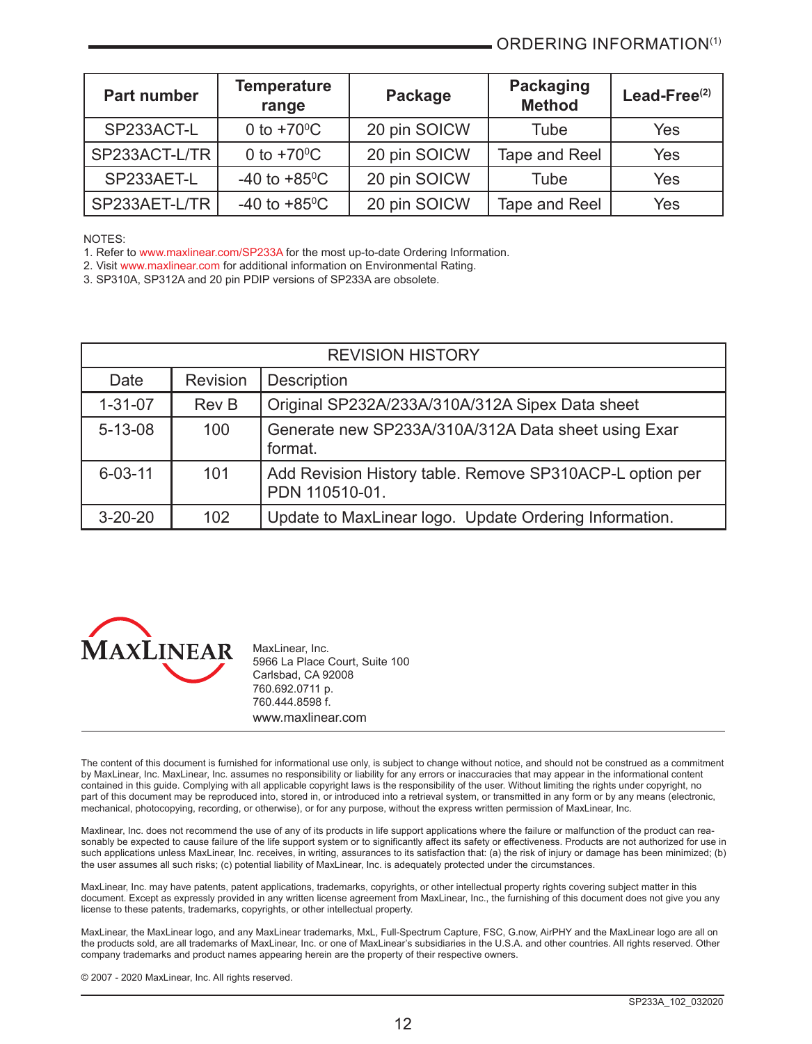## ORDERING INFORMATION[1]

| Part number | Temperature range | Package | Packaging Method | Lead-Free[2] |
|---|---|---|---|---|
| SP233ACT-L | 0 to +70°C | 20 pin SOICW | Tube | Yes |
| SP233ACT-L/TR | 0 to +70°C | 20 pin SOICW | Tape and Reel | Yes |
| SP233AET-L | -40 to +85°C | 20 pin SOICW | Tube | Yes |
| SP233AET-L/TR | -40 to +85°C | 20 pin SOICW | Tape and Reel | Yes |

NOTES:
1. Refer to www.maxlinear.com/SP233A for the most up-to-date Ordering Information.
2. Visit www.maxlinear.com for additional information on Environmental Rating.
3. SP310A, SP312A and 20 pin PDIP versions of SP233A are obsolete.

| REVISION HISTORY | | |
|---|---|---|
| Date | Revision | Description |
| 1-31-07 | Rev B | Original SP232A/233A/310A/312A Sipex Data sheet |
| 5-13-08 | 100 | Generate new SP233A/310A/312A Data sheet using Exar format. |
| 6-03-11 | 101 | Add Revision History table. Remove SP310ACP-L option per PDN 110510-01. |
| 3-20-20 | 102 | Update to MaxLinear logo. Update Ordering Information. |

MAXLINEAR

MaxLinear, Inc.
5966 La Place Court, Suite 100
Carlsbad, CA 92008
760.692.0711 p.
760.444.8598 f.
www.maxlinear.com

The content of this document is furnished for informational use only, is subject to change without notice, and should not be construed as a commitment by MaxLinear, Inc. MaxLinear, Inc. assumes no responsibility or liability for any errors or inaccuracies that may appear in the informational content contained in this guide. Complying with all applicable copyright laws is the responsibility of the user. Without limiting the rights under copyright, no part of this document may be reproduced into, stored in, or introduced into a retrieval system, or transmitted in any form or by any means (electronic, mechanical, photocopying, recording, or otherwise), or for any purpose, without the express written permission of MaxLinear, Inc.

Maxlinear, Inc. does not recommend the use of any of its products in life support applications where the failure or malfunction of the product can reasonably be expected to cause failure of the life support system or to significantly affect its safety or effectiveness. Products are not authorized for use in such applications unless MaxLinear, Inc. receives, in writing, assurances to its satisfaction that: (a) the risk of injury or damage has been minimized; (b) the user assumes all such risks; (c) potential liability of MaxLinear, Inc. is adequately protected under the circumstances.

MaxLinear, Inc. may have patents, patent applications, trademarks, copyrights, or other intellectual property rights covering subject matter in this document. Except as expressly provided in any written license agreement from MaxLinear, Inc., the furnishing of this document does not give you any license to these patents, trademarks, copyrights, or other intellectual property.

MaxLinear, the MaxLinear logo, and any MaxLinear trademarks, MxL, Full-Spectrum Capture, FSC, G.now, AirPHY and the MaxLinear logo are all on the products sold, are all trademarks of MaxLinear, Inc. or one of MaxLinear's subsidiaries in the U.S.A. and other countries. All rights reserved. Other company trademarks and product names appearing herein are the property of their respective owners.

© 2007 - 2020 MaxLinear, Inc. All rights reserved.

SP233A_102_032020